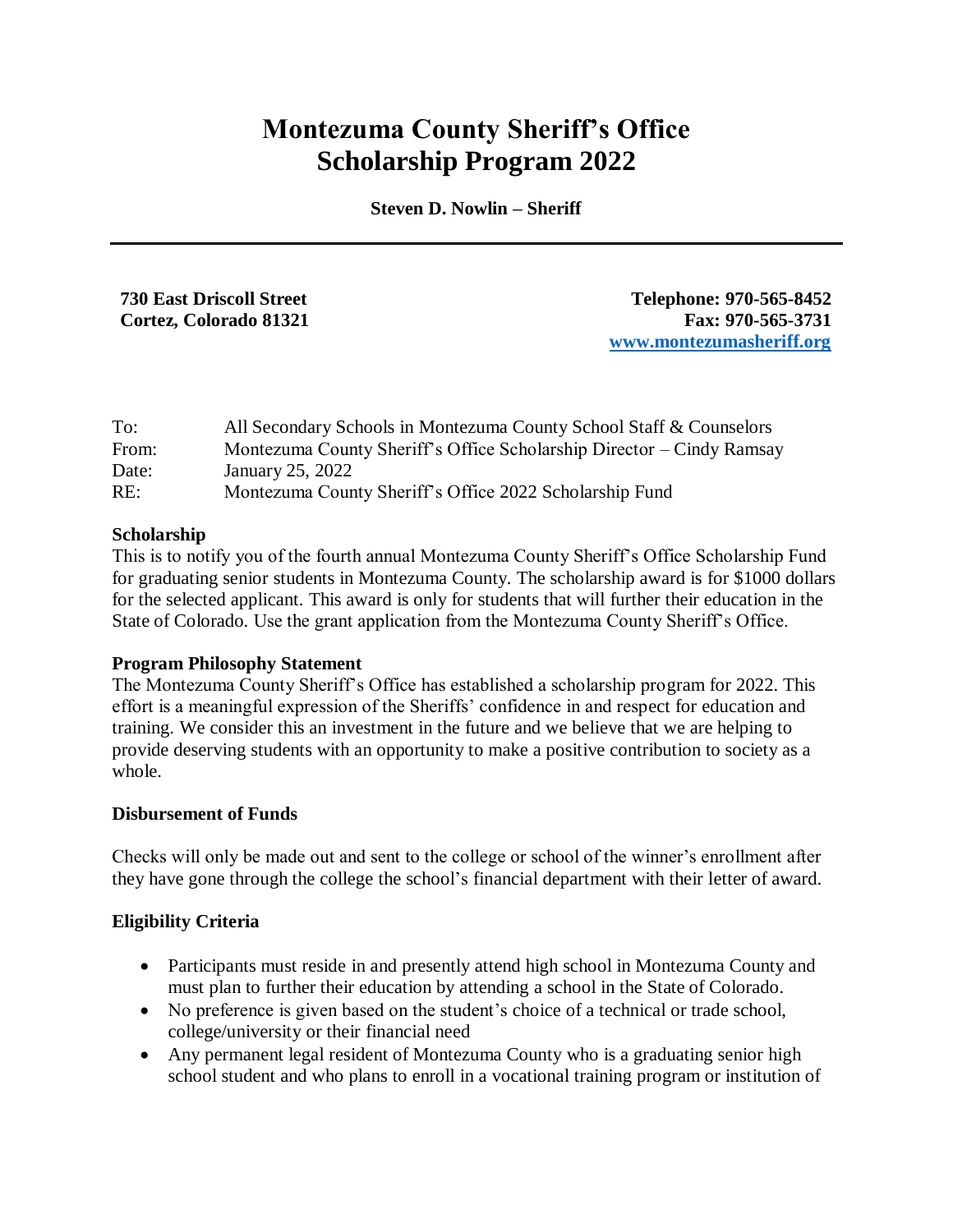# Montezuma County Sheriff's Office Scholarship Program 2022

**Steven D. Nowlin – Sheriff**

---

**730 East Driscoll Street**
**Cortez, Colorado 81321**

**Telephone: 970-565-8452**
**Fax: 970-565-3731**
**[www.montezumasheriff.org](http://www.montezumasheriff.org)**

To: All Secondary Schools in Montezuma County School Staff & Counselors
From: Montezuma County Sheriff's Office Scholarship Director – Cindy Ramsay
Date: January 25, 2022
RE: Montezuma County Sheriff's Office 2022 Scholarship Fund

**Scholarship**
This is to notify you of the fourth annual Montezuma County Sheriff's Office Scholarship Fund for graduating senior students in Montezuma County. The scholarship award is for $1000 dollars for the selected applicant. This award is only for students that will further their education in the State of Colorado. Use the grant application from the Montezuma County Sheriff's Office.

**Program Philosophy Statement**
The Montezuma County Sheriff's Office has established a scholarship program for 2022. This effort is a meaningful expression of the Sheriffs' confidence in and respect for education and training. We consider this an investment in the future and we believe that we are helping to provide deserving students with an opportunity to make a positive contribution to society as a whole.

**Disbursement of Funds**

Checks will only be made out and sent to the college or school of the winner's enrollment after they have gone through the college the school's financial department with their letter of award.

**Eligibility Criteria**

- Participants must reside in and presently attend high school in Montezuma County and must plan to further their education by attending a school in the State of Colorado.
- No preference is given based on the student's choice of a technical or trade school, college/university or their financial need
- Any permanent legal resident of Montezuma County who is a graduating senior high school student and who plans to enroll in a vocational training program or institution of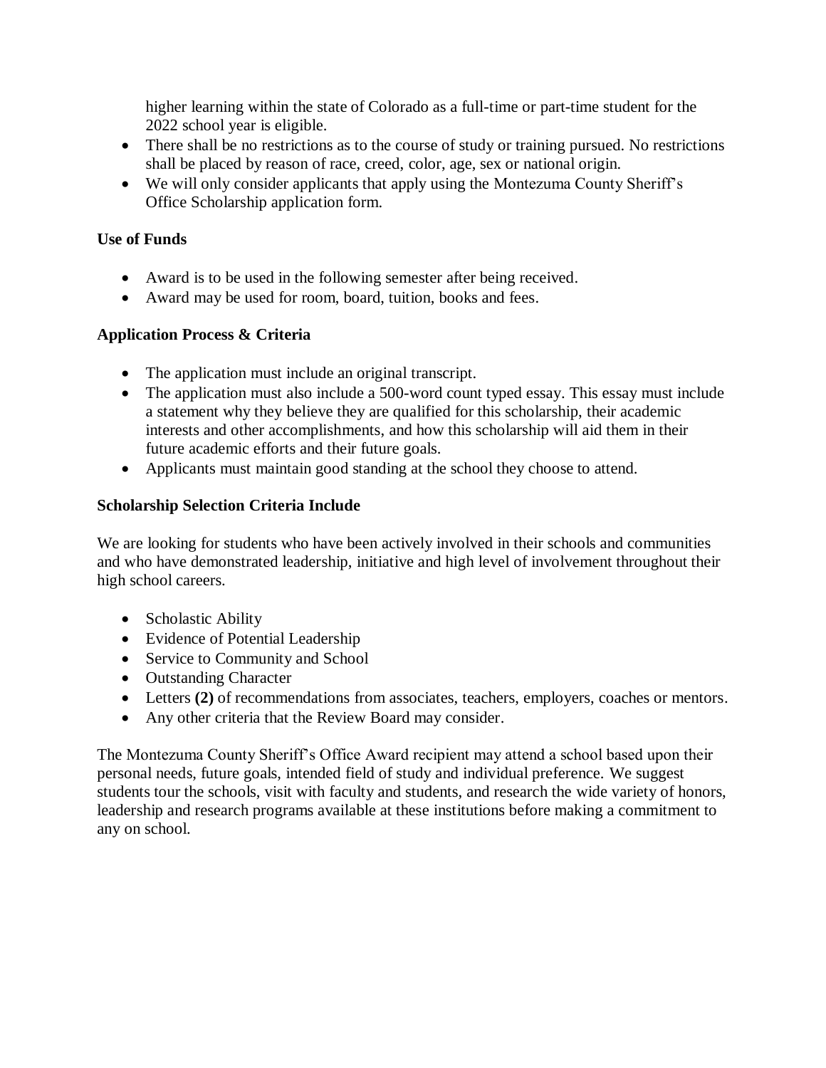higher learning within the state of Colorado as a full-time or part-time student for the 2022 school year is eligible.

- There shall be no restrictions as to the course of study or training pursued. No restrictions shall be placed by reason of race, creed, color, age, sex or national origin.
- We will only consider applicants that apply using the Montezuma County Sheriff's Office Scholarship application form.

**Use of Funds**

- Award is to be used in the following semester after being received.
- Award may be used for room, board, tuition, books and fees.

**Application Process & Criteria**

- The application must include an original transcript.
- The application must also include a 500-word count typed essay. This essay must include a statement why they believe they are qualified for this scholarship, their academic interests and other accomplishments, and how this scholarship will aid them in their future academic efforts and their future goals.
- Applicants must maintain good standing at the school they choose to attend.

**Scholarship Selection Criteria Include**

We are looking for students who have been actively involved in their schools and communities and who have demonstrated leadership, initiative and high level of involvement throughout their high school careers.

- Scholastic Ability
- Evidence of Potential Leadership
- Service to Community and School
- Outstanding Character
- Letters **(2)** of recommendations from associates, teachers, employers, coaches or mentors.
- Any other criteria that the Review Board may consider.

The Montezuma County Sheriff's Office Award recipient may attend a school based upon their personal needs, future goals, intended field of study and individual preference. We suggest students tour the schools, visit with faculty and students, and research the wide variety of honors, leadership and research programs available at these institutions before making a commitment to any on school.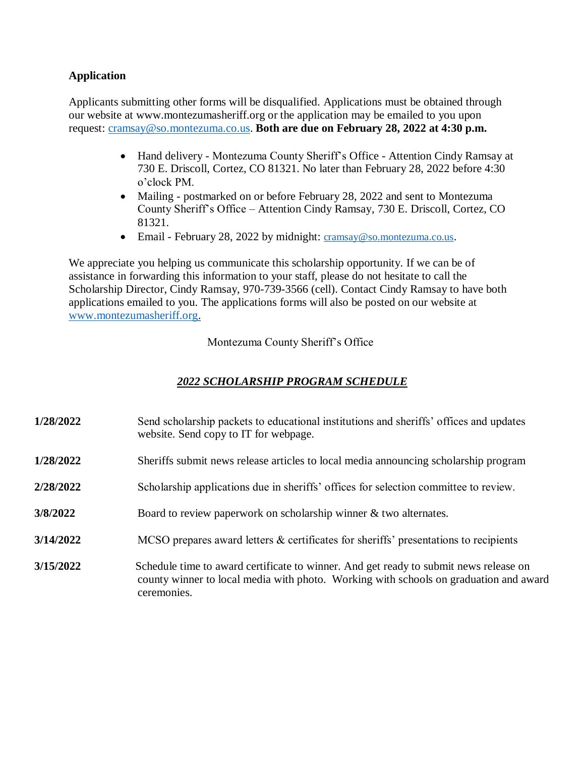**Application**

Applicants submitting other forms will be disqualified. Applications must be obtained through our website at www.montezumasheriff.org or the application may be emailed to you upon request: cramsay@so.montezuma.co.us. **Both are due on February 28, 2022 at 4:30 p.m.**

- Hand delivery - Montezuma County Sheriff's Office - Attention Cindy Ramsay at 730 E. Driscoll, Cortez, CO 81321. No later than February 28, 2022 before 4:30 o'clock PM.
- Mailing - postmarked on or before February 28, 2022 and sent to Montezuma County Sheriff's Office – Attention Cindy Ramsay, 730 E. Driscoll, Cortez, CO 81321.
- Email - February 28, 2022 by midnight: cramsay@so.montezuma.co.us.

We appreciate you helping us communicate this scholarship opportunity. If we can be of assistance in forwarding this information to your staff, please do not hesitate to call the Scholarship Director, Cindy Ramsay, 970-739-3566 (cell). Contact Cindy Ramsay to have both applications emailed to you. The applications forms will also be posted on our website at www.montezumasheriff.org.

Montezuma County Sheriff's Office

***2022 SCHOLARSHIP PROGRAM SCHEDULE***

| | |
|---|---|
| **1/28/2022** | Send scholarship packets to educational institutions and sheriffs' offices and updates website. Send copy to IT for webpage. |
| **1/28/2022** | Sheriffs submit news release articles to local media announcing scholarship program |
| **2/28/2022** | Scholarship applications due in sheriffs' offices for selection committee to review. |
| **3/8/2022** | Board to review paperwork on scholarship winner & two alternates. |
| **3/14/2022** | MCSO prepares award letters & certificates for sheriffs' presentations to recipients |
| **3/15/2022** | Schedule time to award certificate to winner. And get ready to submit news release on county winner to local media with photo. Working with schools on graduation and award ceremonies. |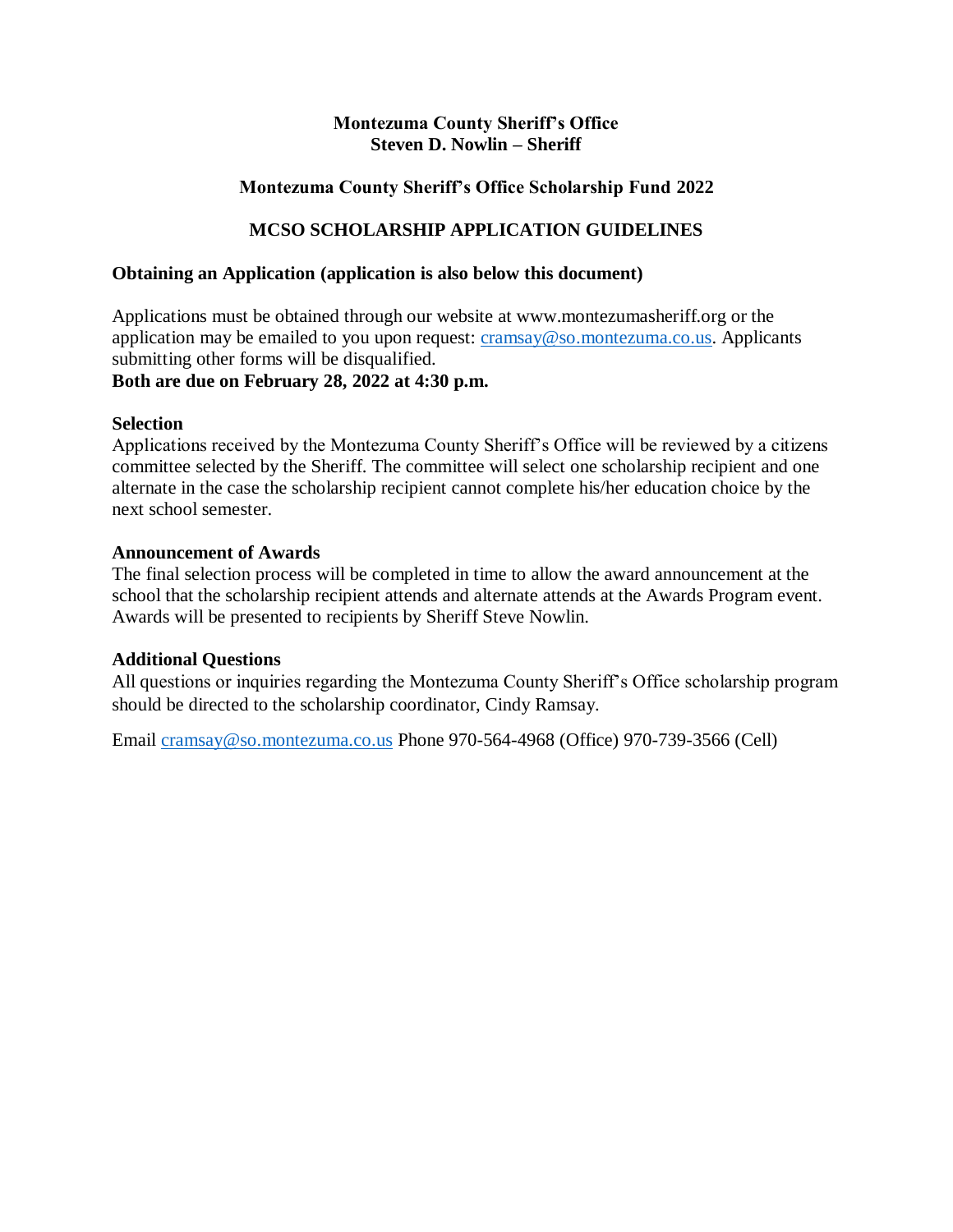**Montezuma County Sheriff's Office**
**Steven D. Nowlin – Sheriff**

**Montezuma County Sheriff's Office Scholarship Fund 2022**

## MCSO SCHOLARSHIP APPLICATION GUIDELINES

### Obtaining an Application (application is also below this document)

Applications must be obtained through our website at www.montezumasheriff.org or the application may be emailed to you upon request: cramsay@so.montezuma.co.us. Applicants submitting other forms will be disqualified.
**Both are due on February 28, 2022 at 4:30 p.m.**

### Selection

Applications received by the Montezuma County Sheriff's Office will be reviewed by a citizens committee selected by the Sheriff. The committee will select one scholarship recipient and one alternate in the case the scholarship recipient cannot complete his/her education choice by the next school semester.

### Announcement of Awards

The final selection process will be completed in time to allow the award announcement at the school that the scholarship recipient attends and alternate attends at the Awards Program event. Awards will be presented to recipients by Sheriff Steve Nowlin.

### Additional Questions

All questions or inquiries regarding the Montezuma County Sheriff's Office scholarship program should be directed to the scholarship coordinator, Cindy Ramsay.

Email cramsay@so.montezuma.co.us Phone 970-564-4968 (Office) 970-739-3566 (Cell)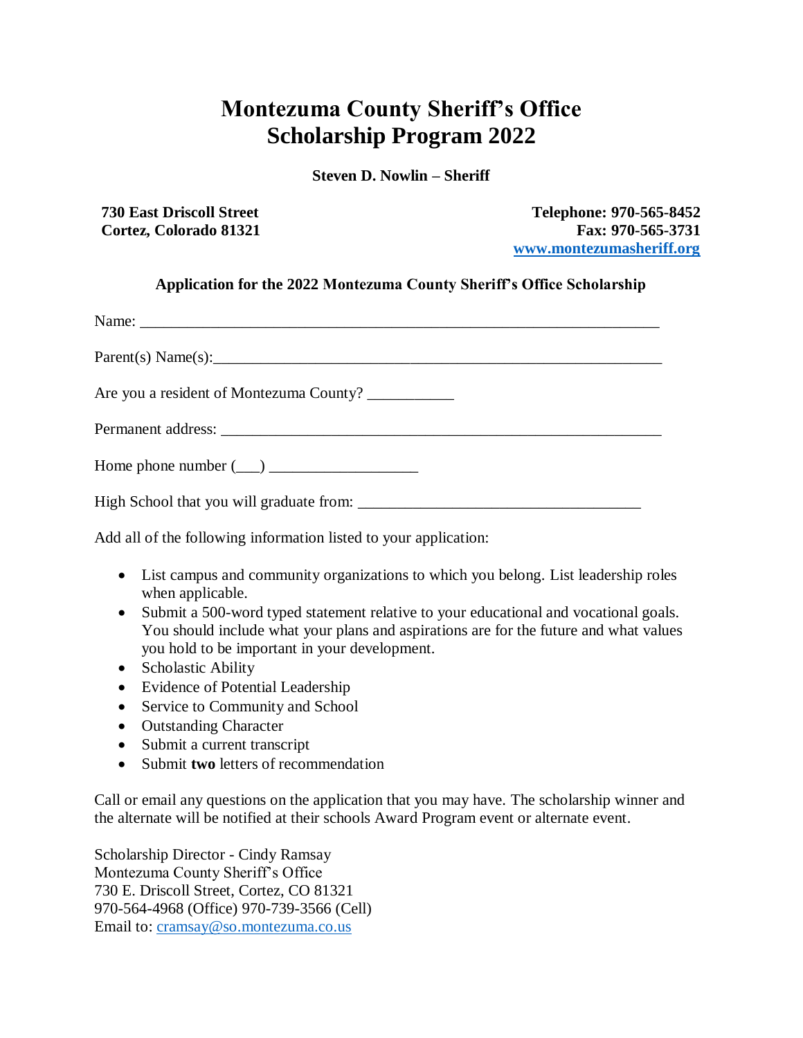# Montezuma County Sheriff's Office
# Scholarship Program 2022

**Steven D. Nowlin – Sheriff**

**730 East Driscoll Street**
**Cortez, Colorado 81321**

**Telephone: 970-565-8452**
**Fax: 970-565-3731**
**www.montezumasheriff.org**

### Application for the 2022 Montezuma County Sheriff's Office Scholarship

Name: ____________________________________________________________________

Parent(s) Name(s):____________________________________________________________

Are you a resident of Montezuma County? ___________

Permanent address: ____________________________________________________________

Home phone number (___) __________________

High School that you will graduate from: ____________________________________

Add all of the following information listed to your application:

- List campus and community organizations to which you belong. List leadership roles when applicable.
- Submit a 500-word typed statement relative to your educational and vocational goals. You should include what your plans and aspirations are for the future and what values you hold to be important in your development.
- Scholastic Ability
- Evidence of Potential Leadership
- Service to Community and School
- Outstanding Character
- Submit a current transcript
- Submit **two** letters of recommendation

Call or email any questions on the application that you may have. The scholarship winner and the alternate will be notified at their schools Award Program event or alternate event.

Scholarship Director - Cindy Ramsay
Montezuma County Sheriff's Office
730 E. Driscoll Street, Cortez, CO 81321
970-564-4968 (Office) 970-739-3566 (Cell)
Email to: cramsay@so.montezuma.co.us